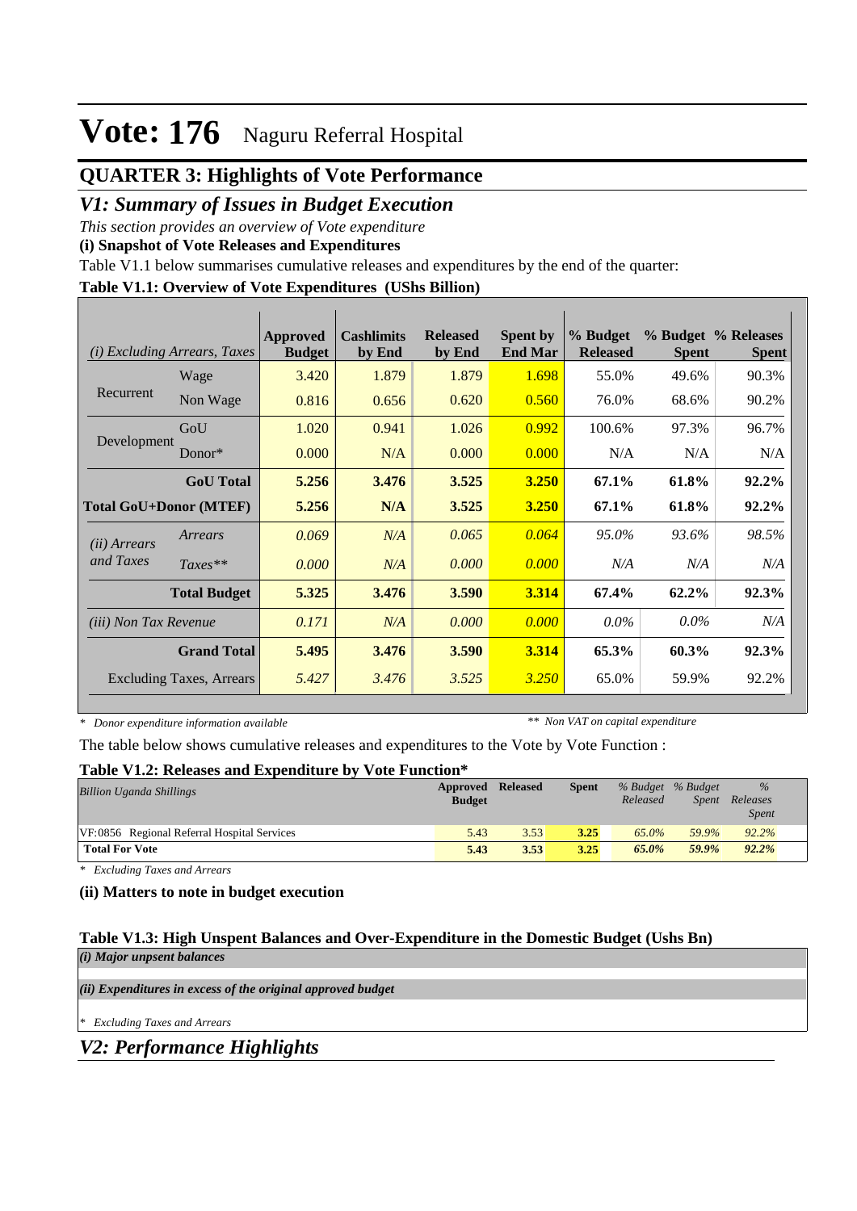# Vote: 176 Naguru Referral Hospital

## QUARTER 3: Highlights of Vote Performance

## *V1: Summary of Issues in Budget Execution*

*This section provides an overview of Vote expenditure*

**(i) Snapshot of Vote Releases and Expenditures**

Table V1.1 below summarises cumulative releases and expenditures by the end of the quarter:

**Table V1.1: Overview of Vote Expenditures (UShs Billion)**

| *(i) Excluding Arrears, Taxes* | | Approved Budget | Cashlimits by End | Released by End | Spent by End Mar | % Budget Released | % Budget Spent | % Releases Spent |
|---|---|---|---|---|---|---|---|---|
| Recurrent | Wage | 3.420 | 1.879 | 1.879 | 1.698 | 55.0% | 49.6% | 90.3% |
| | Non Wage | 0.816 | 0.656 | 0.620 | 0.560 | 76.0% | 68.6% | 90.2% |
| Development | GoU | 1.020 | 0.941 | 1.026 | 0.992 | 100.6% | 97.3% | 96.7% |
| | Donor* | 0.000 | N/A | 0.000 | 0.000 | N/A | N/A | N/A |
| | **GoU Total** | **5.256** | **3.476** | **3.525** | **3.250** | **67.1%** | **61.8%** | **92.2%** |
| **Total GoU+Donor (MTEF)** | | **5.256** | **N/A** | **3.525** | **3.250** | **67.1%** | **61.8%** | **92.2%** |
| *(ii) Arrears and Taxes* | *Arrears* | *0.069* | *N/A* | *0.065* | *0.064* | *95.0%* | *93.6%* | *98.5%* |
| | *Taxes*** | *0.000* | *N/A* | *0.000* | *0.000* | *N/A* | *N/A* | *N/A* |
| | **Total Budget** | **5.325** | **3.476** | **3.590** | **3.314** | **67.4%** | **62.2%** | **92.3%** |
| *(iii) Non Tax Revenue* | | *0.171* | *N/A* | *0.000* | *0.000* | *0.0%* | *0.0%* | *N/A* |
| | **Grand Total** | **5.495** | **3.476** | **3.590** | **3.314** | **65.3%** | **60.3%** | **92.3%** |
| Excluding Taxes, Arrears | | *5.427* | *3.476* | *3.525* | *3.250* | 65.0% | 59.9% | 92.2% |

*\* Donor expenditure information available* &nbsp;&nbsp;&nbsp; *\*\* Non VAT on capital expenditure*

The table below shows cumulative releases and expenditures to the Vote by Vote Function :

**Table V1.2: Releases and Expenditure by Vote Function\***

| *Billion Uganda Shillings* | Approved Budget | Released | Spent | *% Budget Released* | *% Budget Spent* | *% Releases Spent* |
|---|---|---|---|---|---|---|
| VF:0856 Regional Referral Hospital Services | 5.43 | 3.53 | 3.25 | *65.0%* | *59.9%* | *92.2%* |
| **Total For Vote** | **5.43** | **3.53** | **3.25** | ***65.0%*** | ***59.9%*** | ***92.2%*** |

*\* Excluding Taxes and Arrears*

**(ii) Matters to note in budget execution**

**Table V1.3: High Unspent Balances and Over-Expenditure in the Domestic Budget (Ushs Bn)**

***(i) Major unspent balances***

***(ii) Expenditures in excess of the original approved budget***

*\* Excluding Taxes and Arrears*

## *V2: Performance Highlights*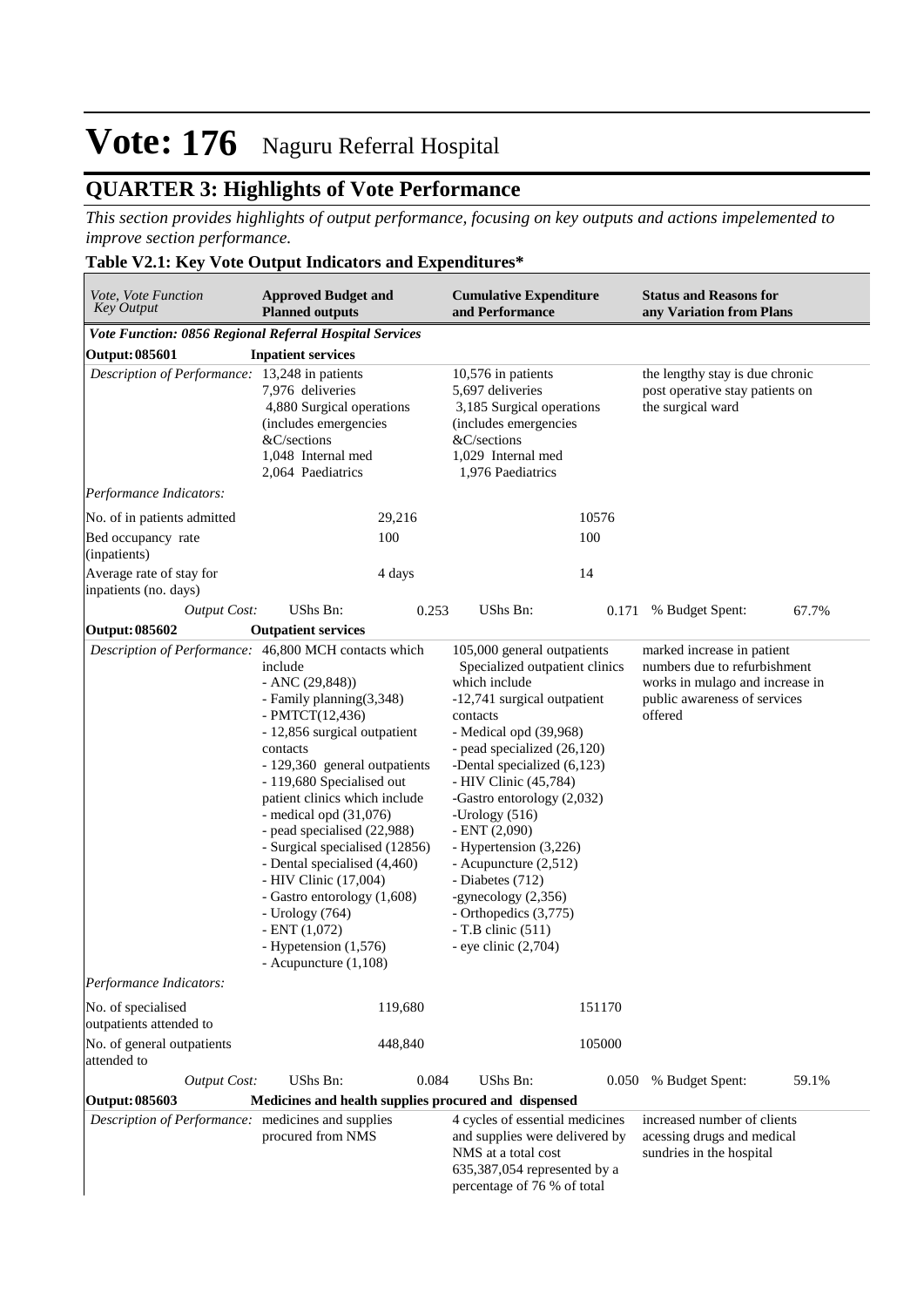# Vote: 176 Naguru Referral Hospital

## QUARTER 3: Highlights of Vote Performance

*This section provides highlights of output performance, focusing on key outputs and actions impelemented to improve section performance.*

### Table V2.1: Key Vote Output Indicators and Expenditures*

| *Vote, Vote Function Key Output* | **Approved Budget and Planned outputs** | | **Cumulative Expenditure and Performance** | | **Status and Reasons for any Variation from Plans** | |
|---|---|---|---|---|---|---|
| ***Vote Function: 0856 Regional Referral Hospital Services*** | | | | | | |
| **Output: 085601** | **Inpatient services** | | | | | |
| *Description of Performance:* | 13,248 in patients<br>7,976 deliveries<br>4,880 Surgical operations (includes emergencies &C/sections<br>1,048 Internal med<br>2,064 Paediatrics | | 10,576 in patients<br>5,697 deliveries<br>3,185 Surgical operations (includes emergencies &C/sections<br>1,029 Internal med<br>1,976 Paediatrics | | the lengthy stay is due chronic post operative stay patients on the surgical ward | |
| *Performance Indicators:* | | | | | | |
| No. of in patients admitted | | 29,216 | | 10576 | | |
| Bed occupancy rate (inpatients) | | 100 | | 100 | | |
| Average rate of stay for inpatients (no. days) | | 4 days | | 14 | | |
| *Output Cost:* | UShs Bn: | 0.253 | UShs Bn: | 0.171 | % Budget Spent: | 67.7% |
| **Output: 085602** | **Outpatient services** | | | | | |
| *Description of Performance:* | 46,800 MCH contacts which include<br>- ANC (29,848))<br>- Family planning(3,348)<br>- PMTCT(12,436)<br>- 12,856 surgical outpatient contacts<br>- 129,360 general outpatients<br>- 119,680 Specialised out patient clinics which include<br>- medical opd (31,076)<br>- pead specialised (22,988)<br>- Surgical specialised (12856)<br>- Dental specialised (4,460)<br>- HIV Clinic (17,004)<br>- Gastro entorology (1,608)<br>- Urology (764)<br>- ENT (1,072)<br>- Hypetension (1,576)<br>- Acupuncture (1,108) | | 105,000 general outpatients<br>Specialized outpatient clinics which include<br>-12,741 surgical outpatient contacts<br>- Medical opd (39,968)<br>- pead specialized (26,120)<br>-Dental specialized (6,123)<br>- HIV Clinic (45,784)<br>-Gastro entorology (2,032)<br>-Urology (516)<br>- ENT (2,090)<br>- Hypertension (3,226)<br>- Acupuncture (2,512)<br>- Diabetes (712)<br>-gynecology (2,356)<br>- Orthopedics (3,775)<br>- T.B clinic (511)<br>- eye clinic (2,704) | | marked increase in patient numbers due to refurbishment works in mulago and increase in public awareness of services offered | |
| *Performance Indicators:* | | | | | | |
| No. of specialised outpatients attended to | | 119,680 | | 151170 | | |
| No. of general outpatients attended to | | 448,840 | | 105000 | | |
| *Output Cost:* | UShs Bn: | 0.084 | UShs Bn: | 0.050 | % Budget Spent: | 59.1% |
| **Output: 085603** | **Medicines and health supplies procured and dispensed** | | | | | |
| *Description of Performance:* | medicines and supplies procured from NMS | | 4 cycles of essential medicines and supplies were delivered by NMS at a total cost 635,387,054 represented by a percentage of 76 % of total | | increased number of clients acessing drugs and medical sundries in the hospital | |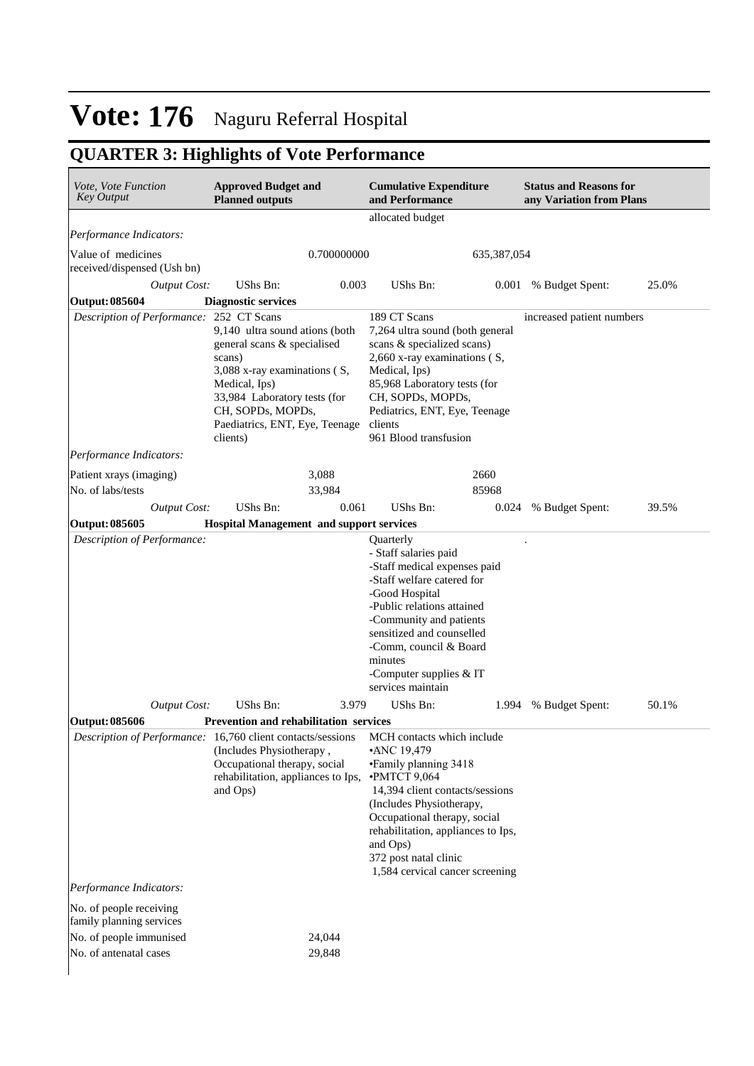# Vote: 176 Naguru Referral Hospital

## QUARTER 3: Highlights of Vote Performance

| *Vote, Vote Function Key Output* | **Approved Budget and Planned outputs** | | **Cumulative Expenditure and Performance** | | **Status and Reasons for any Variation from Plans** | |
|---|---|---|---|---|---|---|
| | | | allocated budget | | | |
| *Performance Indicators:* | | | | | | |
| Value of medicines received/dispensed (Ush bn) | | 0.700000000 | | 635,387,054 | | |
| *Output Cost:* | UShs Bn: | 0.003 | UShs Bn: | 0.001 | % Budget Spent: | 25.0% |
| **Output: 085604** | **Diagnostic services** | | | | | |
| *Description of Performance:* | 252 CT Scans<br>9,140 ultra sound ations (both general scans & specialised scans)<br>3,088 x-ray examinations ( S, Medical, Ips)<br>33,984 Laboratory tests (for CH, SOPDs, MOPDs, Paediatrics, ENT, Eye, Teenage clients) | | 189 CT Scans<br>7,264 ultra sound (both general scans & specialized scans)<br>2,660 x-ray examinations ( S, Medical, Ips)<br>85,968 Laboratory tests (for CH, SOPDs, MOPDs, Pediatrics, ENT, Eye, Teenage clients<br>961 Blood transfusion | | increased patient numbers | |
| *Performance Indicators:* | | | | | | |
| Patient xrays (imaging) | | 3,088 | | 2660 | | |
| No. of labs/tests | | 33,984 | | 85968 | | |
| *Output Cost:* | UShs Bn: | 0.061 | UShs Bn: | 0.024 | % Budget Spent: | 39.5% |
| **Output: 085605** | **Hospital Management and support services** | | | | | |
| *Description of Performance:* | | | Quarterly<br>- Staff salaries paid<br>-Staff medical expenses paid<br>-Staff welfare catered for<br>-Good Hospital<br>-Public relations attained<br>-Community and patients sensitized and counselled<br>-Comm, council & Board minutes<br>-Computer supplies & IT services maintain | | . | |
| *Output Cost:* | UShs Bn: | 3.979 | UShs Bn: | 1.994 | % Budget Spent: | 50.1% |
| **Output: 085606** | **Prevention and rehabilitation services** | | | | | |
| *Description of Performance:* | 16,760 client contacts/sessions (Includes Physiotherapy , Occupational therapy, social rehabilitation, appliances to Ips, and Ops) | | MCH contacts which include<br>•ANC 19,479<br>•Family planning 3418<br>•PMTCT 9,064<br>14,394 client contacts/sessions (Includes Physiotherapy, Occupational therapy, social rehabilitation, appliances to Ips, and Ops)<br>372 post natal clinic<br>1,584 cervical cancer screening | | | |
| *Performance Indicators:* | | | | | | |
| No. of people receiving family planning services | | | | | | |
| No. of people immunised | | 24,044 | | | | |
| No. of antenatal cases | | 29,848 | | | | |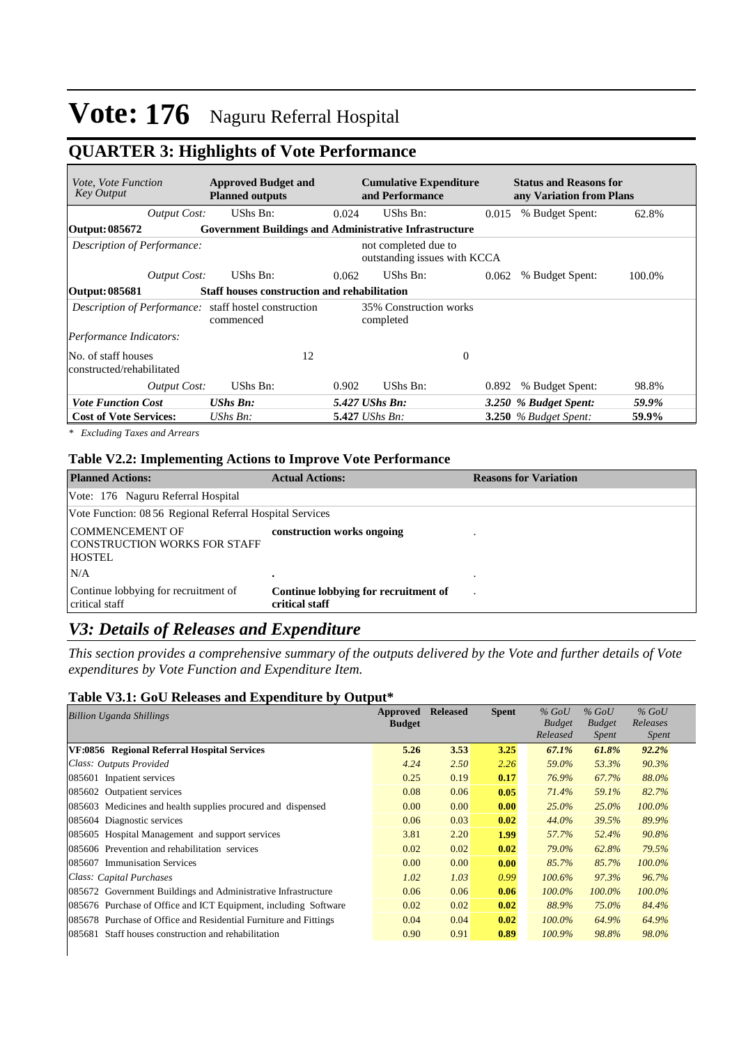# Vote: 176 Naguru Referral Hospital

## QUARTER 3: Highlights of Vote Performance

| *Vote, Vote Function Key Output* | **Approved Budget and Planned outputs** | | **Cumulative Expenditure and Performance** | | **Status and Reasons for any Variation from Plans** | |
|---|---|---|---|---|---|---|
| *Output Cost:* | UShs Bn: | 0.024 | UShs Bn: | 0.015 | % Budget Spent: | 62.8% |
| **Output: 085672** | **Government Buildings and Administrative Infrastructure** | | | | | |
| *Description of Performance:* | | | not completed due to outstanding issues with KCCA | | | |
| *Output Cost:* | UShs Bn: | 0.062 | UShs Bn: | 0.062 | % Budget Spent: | 100.0% |
| **Output: 085681** | **Staff houses construction and rehabilitation** | | | | | |
| *Description of Performance:* | staff hostel construction commenced | | 35% Construction works completed | | | |
| *Performance Indicators:* | | | | | | |
| No. of staff houses constructed/rehabilitated | | 12 | | 0 | | |
| *Output Cost:* | UShs Bn: | 0.902 | UShs Bn: | 0.892 | % Budget Spent: | 98.8% |
| ***Vote Function Cost*** | ***UShs Bn:*** | ***5.427 UShs Bn:*** | | ***3.250*** | ***% Budget Spent:*** | ***59.9%*** |
| **Cost of Vote Services:** | *UShs Bn:* | **5.427** *UShs Bn:* | | **3.250** | *% Budget Spent:* | **59.9%** |

*\* Excluding Taxes and Arrears*

### Table V2.2: Implementing Actions to Improve Vote Performance

| **Planned Actions:** | **Actual Actions:** | **Reasons for Variation** |
|---|---|---|
| Vote: 176 Naguru Referral Hospital | | |
| Vote Function: 08 56 Regional Referral Hospital Services | | |
| COMMENCEMENT OF CONSTRUCTION WORKS FOR STAFF HOSTEL | **construction works ongoing** | . |
| N/A | **.** | . |
| Continue lobbying for recruitment of critical staff | **Continue lobbying for recruitment of critical staff** | . |

## *V3: Details of Releases and Expenditure*

*This section provides a comprehensive summary of the outputs delivered by the Vote and further details of Vote expenditures by Vote Function and Expenditure Item.*

### Table V3.1: GoU Releases and Expenditure by Output*

| *Billion Uganda Shillings* | **Approved Budget** | **Released** | **Spent** | *% GoU Budget Released* | *% GoU Budget Spent* | *% GoU Releases Spent* |
|---|---|---|---|---|---|---|
| **VF:0856 Regional Referral Hospital Services** | **5.26** | **3.53** | **3.25** | ***67.1%*** | ***61.8%*** | ***92.2%*** |
| *Class: Outputs Provided* | *4.24* | *2.50* | *2.26* | *59.0%* | *53.3%* | *90.3%* |
| 085601 Inpatient services | 0.25 | 0.19 | **0.17** | *76.9%* | *67.7%* | *88.0%* |
| 085602 Outpatient services | 0.08 | 0.06 | **0.05** | *71.4%* | *59.1%* | *82.7%* |
| 085603 Medicines and health supplies procured and dispensed | 0.00 | 0.00 | **0.00** | *25.0%* | *25.0%* | *100.0%* |
| 085604 Diagnostic services | 0.06 | 0.03 | **0.02** | *44.0%* | *39.5%* | *89.9%* |
| 085605 Hospital Management and support services | 3.81 | 2.20 | **1.99** | *57.7%* | *52.4%* | *90.8%* |
| 085606 Prevention and rehabilitation services | 0.02 | 0.02 | **0.02** | *79.0%* | *62.8%* | *79.5%* |
| 085607 Immunisation Services | 0.00 | 0.00 | **0.00** | *85.7%* | *85.7%* | *100.0%* |
| *Class: Capital Purchases* | *1.02* | *1.03* | *0.99* | *100.6%* | *97.3%* | *96.7%* |
| 085672 Government Buildings and Administrative Infrastructure | 0.06 | 0.06 | **0.06** | *100.0%* | *100.0%* | *100.0%* |
| 085676 Purchase of Office and ICT Equipment, including Software | 0.02 | 0.02 | **0.02** | *88.9%* | *75.0%* | *84.4%* |
| 085678 Purchase of Office and Residential Furniture and Fittings | 0.04 | 0.04 | **0.02** | *100.0%* | *64.9%* | *64.9%* |
| 085681 Staff houses construction and rehabilitation | 0.90 | 0.91 | **0.89** | *100.9%* | *98.8%* | *98.0%* |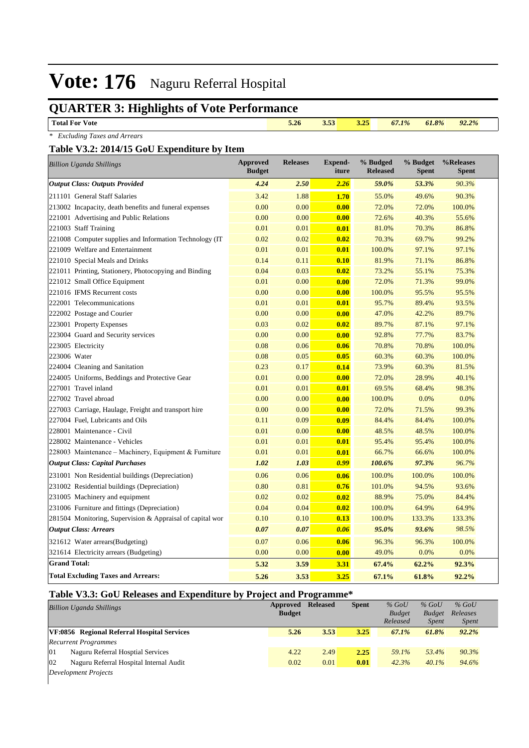# Vote: 176 Naguru Referral Hospital

## QUARTER 3: Highlights of Vote Performance

| Total For Vote | 5.26 | 3.53 | 3.25 | 67.1% | 61.8% | 92.2% |
|---|---|---|---|---|---|---|

*\* Excluding Taxes and Arrears*

### Table V3.2: 2014/15 GoU Expenditure by Item

| *Billion Uganda Shillings* | Approved Budget | Releases | Expend-iture | % Budged Released | % Budget Spent | %Releases Spent |
|---|---|---|---|---|---|---|
| ***Output Class: Outputs Provided*** | ***4.24*** | ***2.50*** | ***2.26*** | ***59.0%*** | ***53.3%*** | *90.3%* |
| 211101 General Staff Salaries | 3.42 | 1.88 | **1.70** | 55.0% | 49.6% | 90.3% |
| 213002 Incapacity, death benefits and funeral expenses | 0.00 | 0.00 | **0.00** | 72.0% | 72.0% | 100.0% |
| 221001 Advertising and Public Relations | 0.00 | 0.00 | **0.00** | 72.6% | 40.3% | 55.6% |
| 221003 Staff Training | 0.01 | 0.01 | **0.01** | 81.0% | 70.3% | 86.8% |
| 221008 Computer supplies and Information Technology (IT | 0.02 | 0.02 | **0.02** | 70.3% | 69.7% | 99.2% |
| 221009 Welfare and Entertainment | 0.01 | 0.01 | **0.01** | 100.0% | 97.1% | 97.1% |
| 221010 Special Meals and Drinks | 0.14 | 0.11 | **0.10** | 81.9% | 71.1% | 86.8% |
| 221011 Printing, Stationery, Photocopying and Binding | 0.04 | 0.03 | **0.02** | 73.2% | 55.1% | 75.3% |
| 221012 Small Office Equipment | 0.01 | 0.00 | **0.00** | 72.0% | 71.3% | 99.0% |
| 221016 IFMS Recurrent costs | 0.00 | 0.00 | **0.00** | 100.0% | 95.5% | 95.5% |
| 222001 Telecommunications | 0.01 | 0.01 | **0.01** | 95.7% | 89.4% | 93.5% |
| 222002 Postage and Courier | 0.00 | 0.00 | **0.00** | 47.0% | 42.2% | 89.7% |
| 223001 Property Expenses | 0.03 | 0.02 | **0.02** | 89.7% | 87.1% | 97.1% |
| 223004 Guard and Security services | 0.00 | 0.00 | **0.00** | 92.8% | 77.7% | 83.7% |
| 223005 Electricity | 0.08 | 0.06 | **0.06** | 70.8% | 70.8% | 100.0% |
| 223006 Water | 0.08 | 0.05 | **0.05** | 60.3% | 60.3% | 100.0% |
| 224004 Cleaning and Sanitation | 0.23 | 0.17 | **0.14** | 73.9% | 60.3% | 81.5% |
| 224005 Uniforms, Beddings and Protective Gear | 0.01 | 0.00 | **0.00** | 72.0% | 28.9% | 40.1% |
| 227001 Travel inland | 0.01 | 0.01 | **0.01** | 69.5% | 68.4% | 98.3% |
| 227002 Travel abroad | 0.00 | 0.00 | **0.00** | 100.0% | 0.0% | 0.0% |
| 227003 Carriage, Haulage, Freight and transport hire | 0.00 | 0.00 | **0.00** | 72.0% | 71.5% | 99.3% |
| 227004 Fuel, Lubricants and Oils | 0.11 | 0.09 | **0.09** | 84.4% | 84.4% | 100.0% |
| 228001 Maintenance - Civil | 0.01 | 0.00 | **0.00** | 48.5% | 48.5% | 100.0% |
| 228002 Maintenance - Vehicles | 0.01 | 0.01 | **0.01** | 95.4% | 95.4% | 100.0% |
| 228003 Maintenance – Machinery, Equipment & Furniture | 0.01 | 0.01 | **0.01** | 66.7% | 66.6% | 100.0% |
| ***Output Class: Capital Purchases*** | ***1.02*** | ***1.03*** | ***0.99*** | ***100.6%*** | ***97.3%*** | *96.7%* |
| 231001 Non Residential buildings (Depreciation) | 0.06 | 0.06 | **0.06** | 100.0% | 100.0% | 100.0% |
| 231002 Residential buildings (Depreciation) | 0.80 | 0.81 | **0.76** | 101.0% | 94.5% | 93.6% |
| 231005 Machinery and equipment | 0.02 | 0.02 | **0.02** | 88.9% | 75.0% | 84.4% |
| 231006 Furniture and fittings (Depreciation) | 0.04 | 0.04 | **0.02** | 100.0% | 64.9% | 64.9% |
| 281504 Monitoring, Supervision & Appraisal of capital wor | 0.10 | 0.10 | **0.13** | 100.0% | 133.3% | 133.3% |
| ***Output Class: Arrears*** | ***0.07*** | ***0.07*** | ***0.06*** | ***95.0%*** | ***93.6%*** | *98.5%* |
| 321612 Water arrears(Budgeting) | 0.07 | 0.06 | **0.06** | 96.3% | 96.3% | 100.0% |
| 321614 Electricity arrears (Budgeting) | 0.00 | 0.00 | **0.00** | 49.0% | 0.0% | 0.0% |
| **Grand Total:** | **5.32** | **3.59** | **3.31** | **67.4%** | **62.2%** | **92.3%** |
| **Total Excluding Taxes and Arrears:** | **5.26** | **3.53** | **3.25** | **67.1%** | **61.8%** | **92.2%** |

### Table V3.3: GoU Releases and Expenditure by Project and Programme*

| *Billion Uganda Shillings* | Approved Budget | Released | Spent | *% GoU Budget Released* | *% GoU Budget Spent* | *% GoU Releases Spent* |
|---|---|---|---|---|---|---|
| **VF:0856 Regional Referral Hospital Services** | **5.26** | **3.53** | **3.25** | ***67.1%*** | ***61.8%*** | ***92.2%*** |
| *Recurrent Programmes* | | | | | | |
| 01 Naguru Referral Hosptial Services | 4.22 | 2.49 | **2.25** | *59.1%* | *53.4%* | *90.3%* |
| 02 Naguru Referral Hospital Internal Audit | 0.02 | 0.01 | **0.01** | *42.3%* | *40.1%* | *94.6%* |
| *Development Projects* | | | | | | |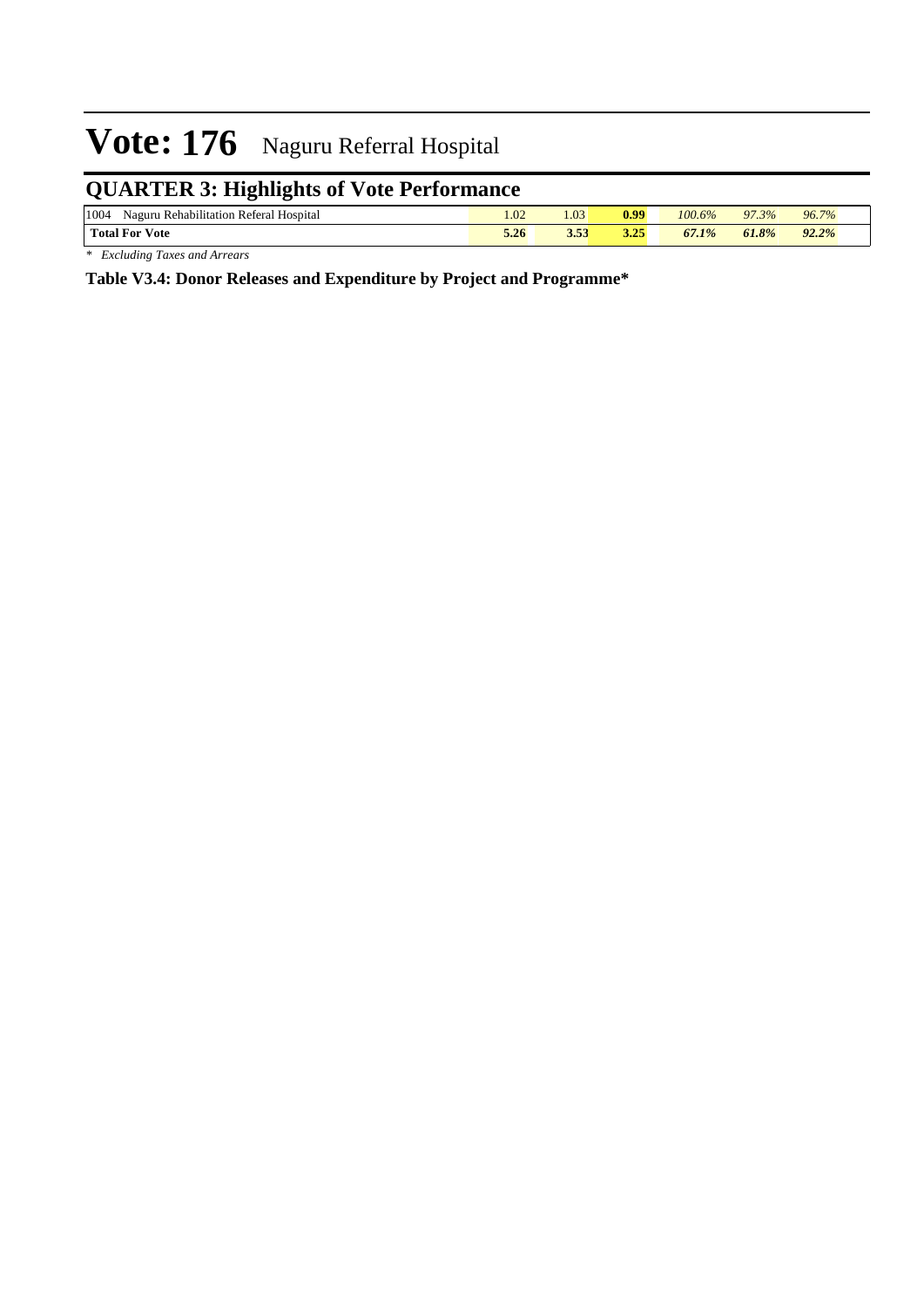# Vote: 176 Naguru Referral Hospital

## QUARTER 3: Highlights of Vote Performance

| | | | | | | |
|---|---|---|---|---|---|---|
| 1004 Naguru Rehabilitation Referal Hospital | 1.02 | 1.03 | **0.99** | *100.6%* | *97.3%* | *96.7%* |
| **Total For Vote** | **5.26** | **3.53** | **3.25** | ***67.1%*** | ***61.8%*** | ***92.2%*** |

*\* Excluding Taxes and Arrears*

**Table V3.4: Donor Releases and Expenditure by Project and Programme***